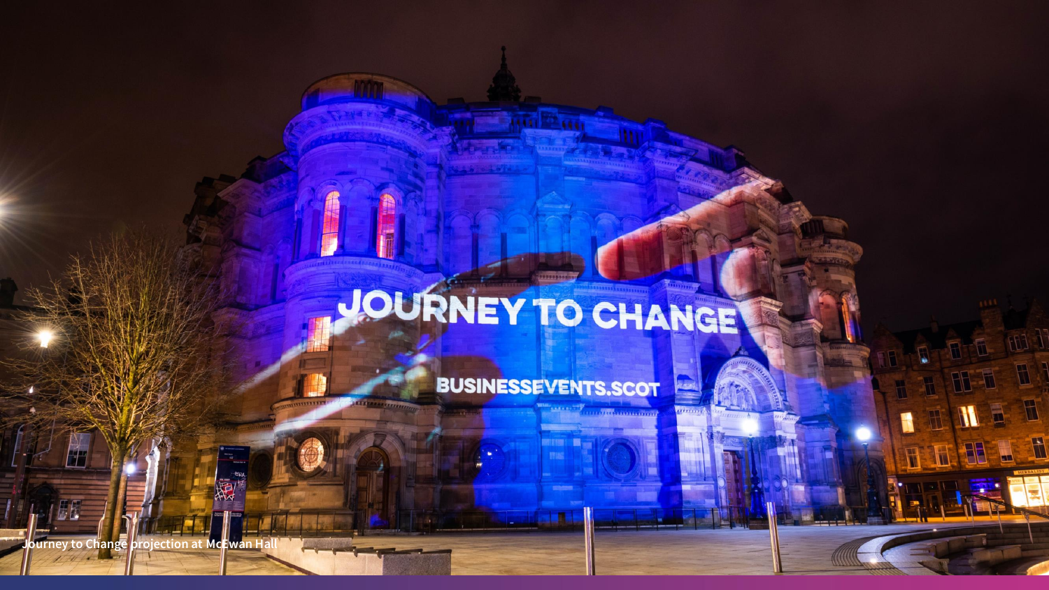Journey to Change projection at McEwan Hall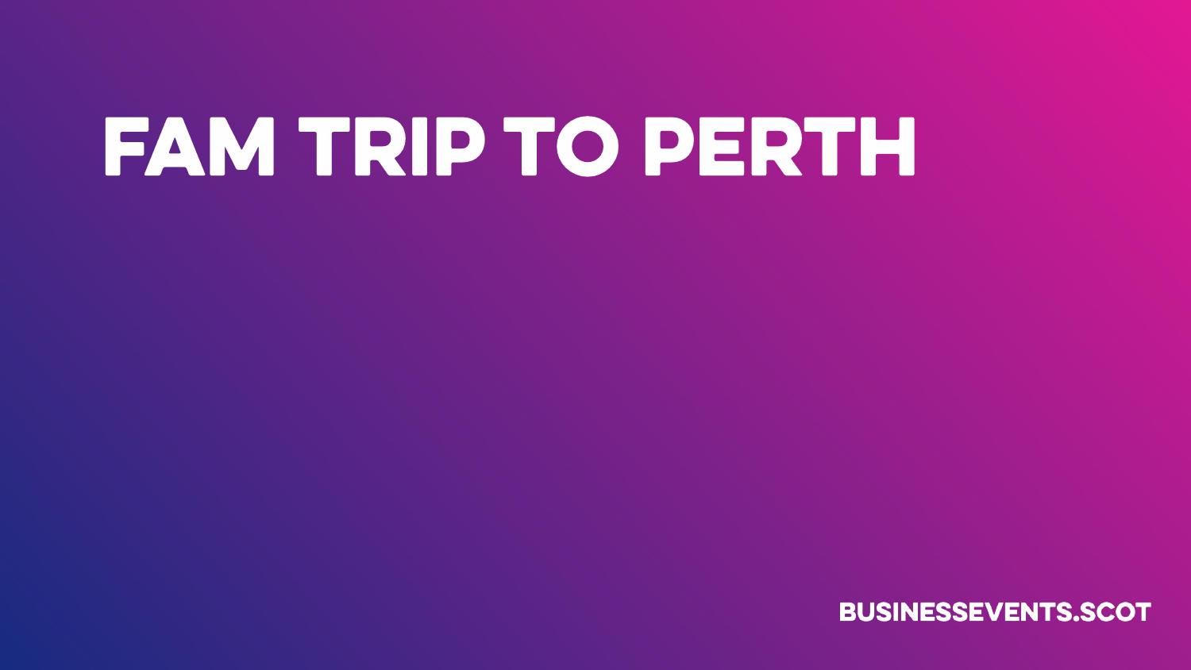# FAM TRIP TO PERTH

BUSINESSEVENTS.SCOT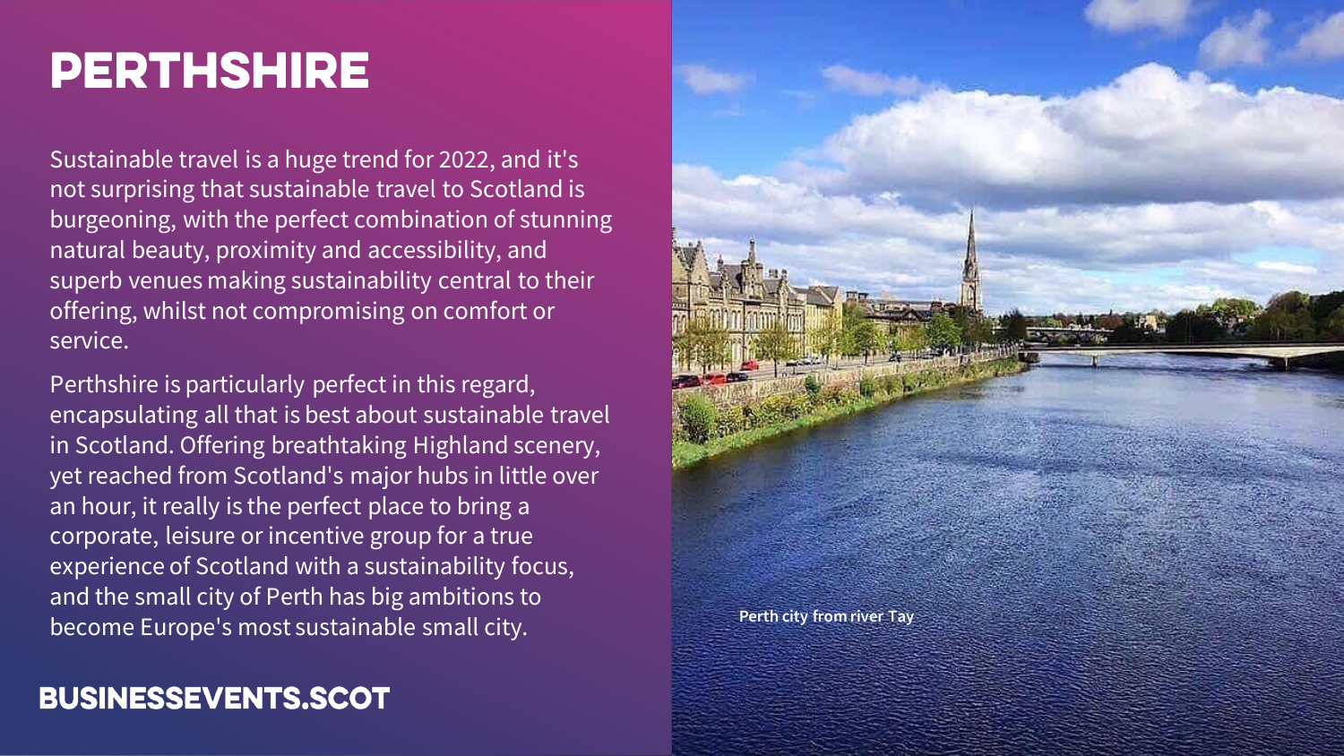# PERTHSHIRE

Sustainable travel is a huge trend for 2022, and it's not surprising that sustainable travel to Scotland is burgeoning, with the perfect combination of stunning natural beauty, proximity and accessibility, and superb venues making sustainability central to their offering, whilst not compromising on comfort or service.

Perthshire is particularly perfect in this regard, encapsulating all that is best about sustainable travel in Scotland. Offering breathtaking Highland scenery, yet reached from Scotland's major hubs in little over an hour, it really is the perfect place to bring a corporate, leisure or incentive group for a true experience of Scotland with a sustainability focus, and the small city of Perth has big ambitions to become Europe's most sustainable small city.

Perth city from river Tay

**BUSINESSEVENTS.SCOT**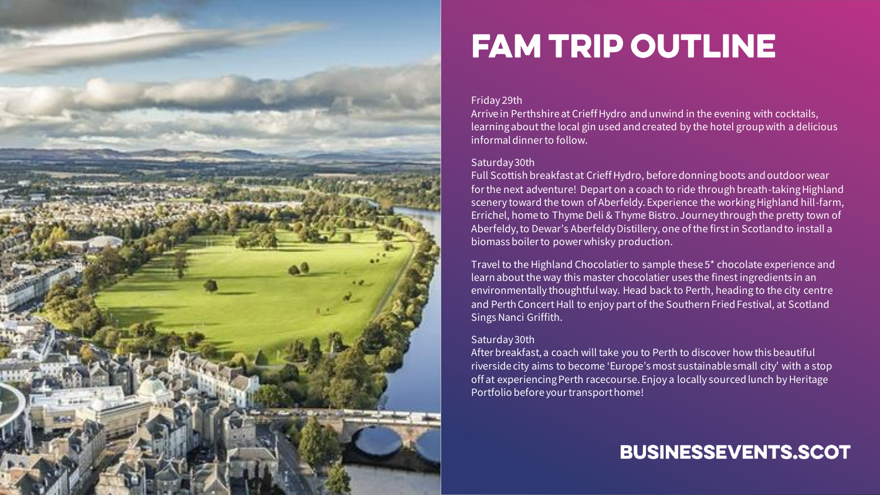# FAM TRIP OUTLINE

Friday 29th
Arrive in Perthshire at Crieff Hydro and unwind in the evening with cocktails, learning about the local gin used and created by the hotel group with a delicious informal dinner to follow.

Saturday 30th
Full Scottish breakfast at Crieff Hydro, before donning boots and outdoor wear for the next adventure! Depart on a coach to ride through breath-taking Highland scenery toward the town of Aberfeldy. Experience the working Highland hill-farm, Errichel, home to Thyme Deli & Thyme Bistro. Journey through the pretty town of Aberfeldy, to Dewar's Aberfeldy Distillery, one of the first in Scotland to install a biomass boiler to power whisky production.

Travel to the Highland Chocolatier to sample these 5* chocolate experience and learn about the way this master chocolatier uses the finest ingredients in an environmentally thoughtful way. Head back to Perth, heading to the city centre and Perth Concert Hall to enjoy part of the Southern Fried Festival, at Scotland Sings Nanci Griffith.

Saturday 30th
After breakfast, a coach will take you to Perth to discover how this beautiful riverside city aims to become 'Europe's most sustainable small city' with a stop off at experiencing Perth racecourse. Enjoy a locally sourced lunch by Heritage Portfolio before your transport home!

**BUSINESSEVENTS.SCOT**